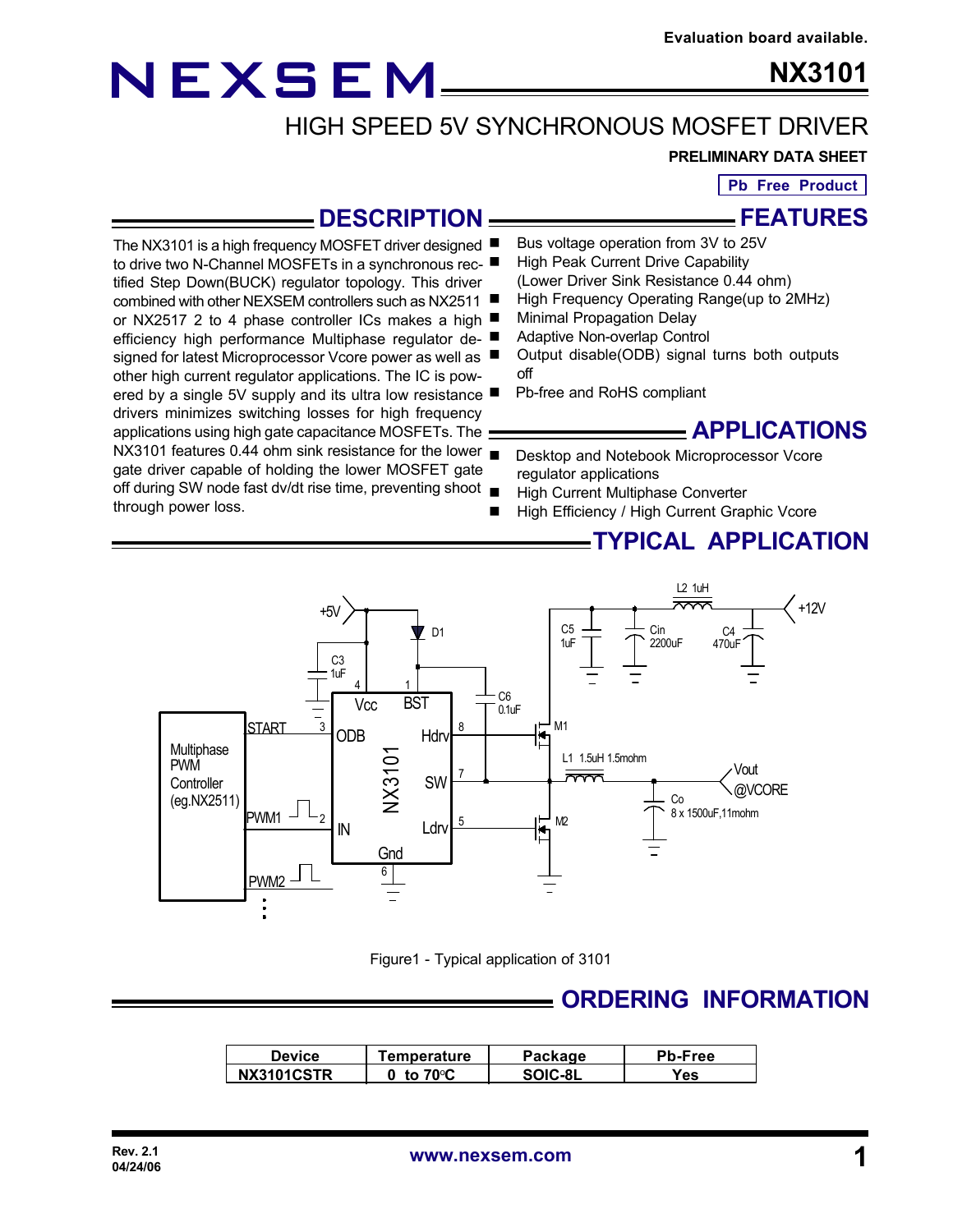Evaluation board available.

# NEXSEM NX3101

## HIGH SPEED 5V SYNCHRONOUS MOSFET DRIVER

**PRELIMINARY DATA SHEET**

**Pb Free Product**

## DESCRIPTION

The NX3101 is a high frequency MOSFET driver designed to drive two N-Channel MOSFETs in a synchronous rectified Step Down(BUCK) regulator topology. This driver combined with other NEXSEM controllers such as NX2511 or NX2517 2 to 4 phase controller ICs makes a high efficiency high performance Multiphase regulator designed for latest Microprocessor Vcore power as well as other high current regulator applications. The IC is powered by a single 5V supply and its ultra low resistance drivers minimizes switching losses for high frequency applications using high gate capacitance MOSFETs. The NX3101 features 0.44 ohm sink resistance for the lower gate driver capable of holding the lower MOSFET gate off during SW node fast dv/dt rise time, preventing shoot through power loss.

## FEATURES

- Bus voltage operation from 3V to 25V
- High Peak Current Drive Capability (Lower Driver Sink Resistance 0.44 ohm)
- High Frequency Operating Range(up to 2MHz)
- Minimal Propagation Delay
- Adaptive Non-overlap Control
- Output disable(ODB) signal turns both outputs off
- Pb-free and RoHS compliant

## APPLICATIONS

- Desktop and Notebook Microprocessor Vcore regulator applications
- High Current Multiphase Converter
- High Efficiency / High Current Graphic Vcore

## TYPICAL APPLICATION

Figure1 - Typical application of 3101

## ORDERING INFORMATION

| Device | Temperature | Package | Pb-Free |
|---|---|---|---|
| NX3101CSTR | 0 to 70°C | SOIC-8L | Yes |

Rev. 2.1
04/24/06

www.nexsem.com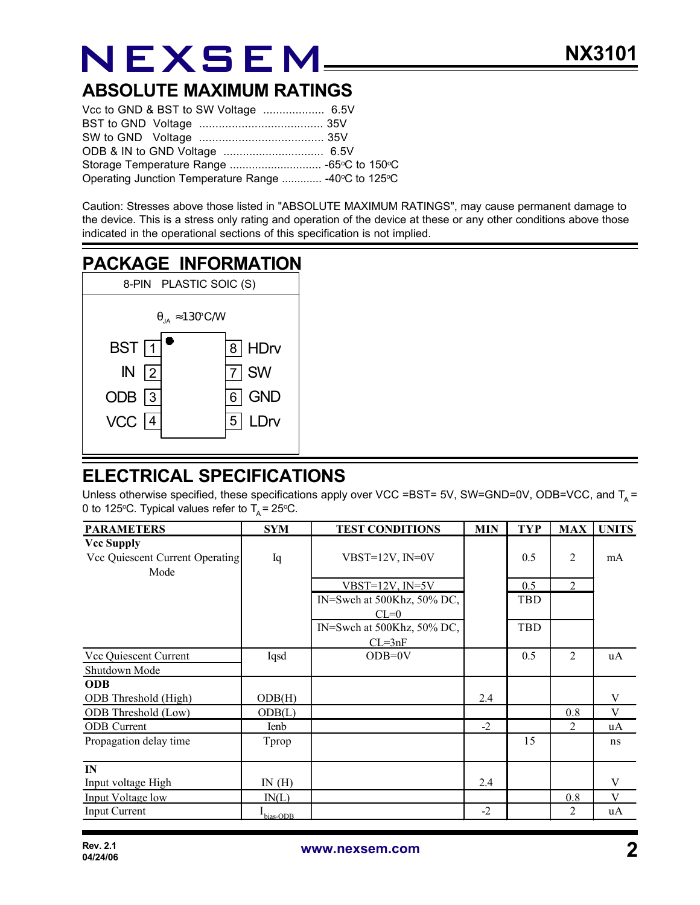## ABSOLUTE MAXIMUM RATINGS

Vcc to GND & BST to SW Voltage ................... 6.5V
BST to GND Voltage ...................................... 35V
SW to GND Voltage ....................................... 35V
ODB & IN to GND Voltage ............................... 6.5V
Storage Temperature Range ............................ -65°C to 150°C
Operating Junction Temperature Range ............ -40°C to 125°C

Caution: Stresses above those listed in "ABSOLUTE MAXIMUM RATINGS", may cause permanent damage to the device. This is a stress only rating and operation of the device at these or any other conditions above those indicated in the operational sections of this specification is not implied.

## PACKAGE INFORMATION

| 8-PIN PLASTIC SOIC (S) | | | |
|---|---|---|---|
| $\theta_{JA} \approx 130^\circ C/W$ | | | |
| BST | 1 | 8 | HDrv |
| IN | 2 | 7 | SW |
| ODB | 3 | 6 | GND |
| VCC | 4 | 5 | LDrv |

## ELECTRICAL SPECIFICATIONS

Unless otherwise specified, these specifications apply over VCC =BST= 5V, SW=GND=0V, ODB=VCC, and $T_A$ = 0 to 125°C. Typical values refer to $T_A$ = 25°C.

| PARAMETERS | SYM | TEST CONDITIONS | MIN | TYP | MAX | UNITS |
|---|---|---|---|---|---|---|
| **Vcc Supply** | | | | | | |
| Vcc Quiescent Current Operating Mode | Iq | VBST=12V, IN=0V | | 0.5 | 2 | mA |
| | | VBST=12V, IN=5V | | 0.5 | 2 | |
| | | IN=Swch at 500Khz, 50% DC, CL=0 | | TBD | | |
| | | IN=Swch at 500Khz, 50% DC, CL=3nF | | TBD | | |
| Vcc Quiescent Current Shutdown Mode | Iqsd | ODB=0V | | 0.5 | 2 | uA |
| **ODB** | | | | | | |
| ODB Threshold (High) | ODB(H) | | 2.4 | | | V |
| ODB Threshold (Low) | ODB(L) | | | | 0.8 | V |
| ODB Current | Ienb | | -2 | | 2 | uA |
| Propagation delay time | Tprop | | | 15 | | ns |
| **IN** | | | | | | |
| Input voltage High | IN (H) | | 2.4 | | | V |
| Input Voltage low | IN(L) | | | | 0.8 | V |
| Input Current | $I_{bias\text{-}ODB}$ | | -2 | | 2 | uA |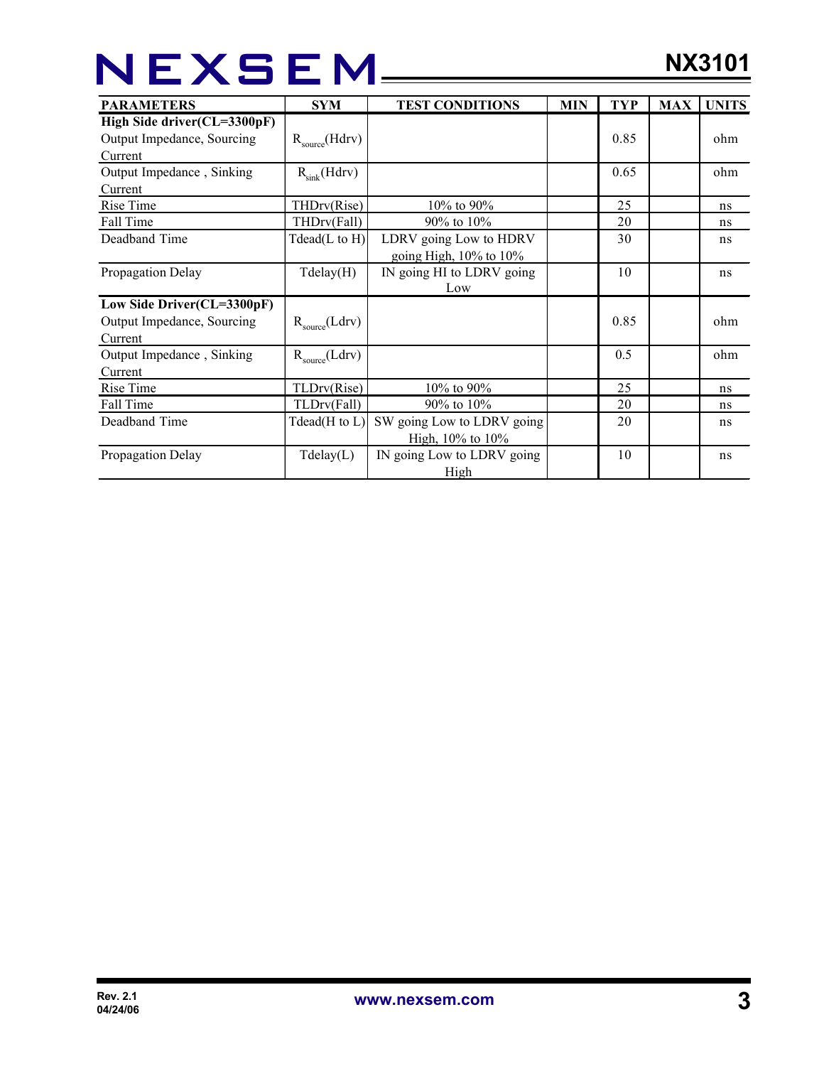| PARAMETERS | SYM | TEST CONDITIONS | MIN | TYP | MAX | UNITS |
|---|---|---|---|---|---|---|
| **High Side driver(CL=3300pF)** | | | | | | |
| Output Impedance, Sourcing Current | $R_{source}$(Hdrv) | | | 0.85 | | ohm |
| Output Impedance , Sinking Current | $R_{sink}$(Hdrv) | | | 0.65 | | ohm |
| Rise Time | THDrv(Rise) | 10% to 90% | | 25 | | ns |
| Fall Time | THDrv(Fall) | 90% to 10% | | 20 | | ns |
| Deadband Time | Tdead(L to H) | LDRV going Low to HDRV going High, 10% to 10% | | 30 | | ns |
| Propagation Delay | Tdelay(H) | IN going HI to LDRV going Low | | 10 | | ns |
| **Low Side Driver(CL=3300pF)** | | | | | | |
| Output Impedance, Sourcing Current | $R_{source}$(Ldrv) | | | 0.85 | | ohm |
| Output Impedance , Sinking Current | $R_{source}$(Ldrv) | | | 0.5 | | ohm |
| Rise Time | TLDrv(Rise) | 10% to 90% | | 25 | | ns |
| Fall Time | TLDrv(Fall) | 90% to 10% | | 20 | | ns |
| Deadband Time | Tdead(H to L) | SW going Low to LDRV going High, 10% to 10% | | 20 | | ns |
| Propagation Delay | Tdelay(L) | IN going Low to LDRV going High | | 10 | | ns |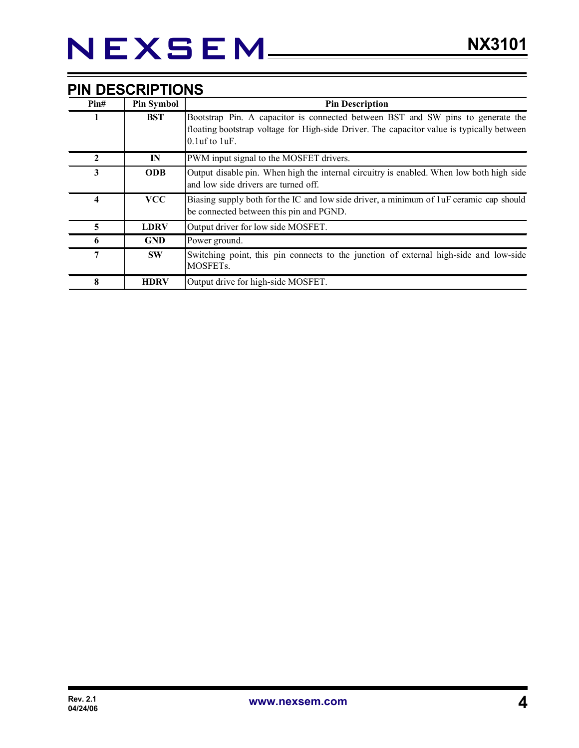## PIN DESCRIPTIONS

| Pin# | Pin Symbol | Pin Description |
|---|---|---|
| 1 | BST | Bootstrap Pin. A capacitor is connected between BST and SW pins to generate the floating bootstrap voltage for High-side Driver. The capacitor value is typically between 0.1uf to 1uF. |
| 2 | IN | PWM input signal to the MOSFET drivers. |
| 3 | ODB | Output disable pin. When high the internal circuitry is enabled. When low both high side and low side drivers are turned off. |
| 4 | VCC | Biasing supply both for the IC and low side driver, a minimum of 1uF ceramic cap should be connected between this pin and PGND. |
| 5 | LDRV | Output driver for low side MOSFET. |
| 6 | GND | Power ground. |
| 7 | SW | Switching point, this pin connects to the junction of external high-side and low-side MOSFETs. |
| 8 | HDRV | Output drive for high-side MOSFET. |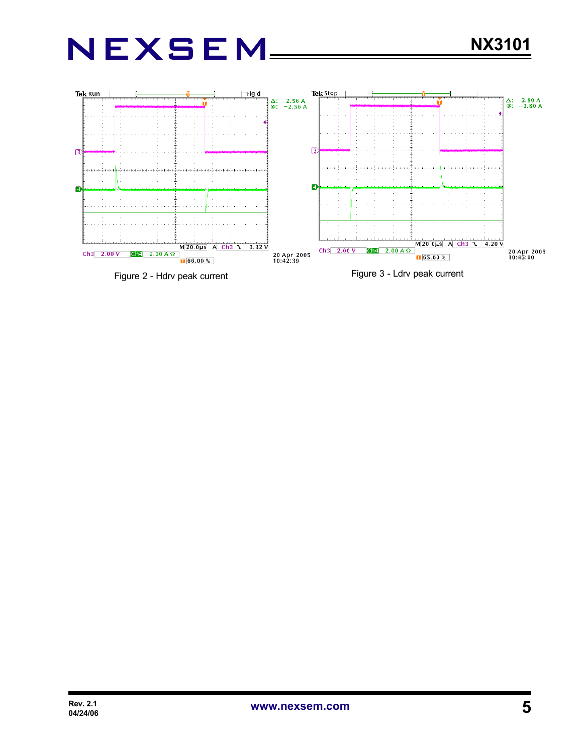Tek Run

Trig'd

Δ: 2.56 A
@: −2.56 A

M 20.0µs A Ch3 ↘ 3.32 V

Ch3 2.00 V Ch4 2.00 A Ω

66.00 %

20 Apr 2005
10:42:39

Figure 2 - Hdrv peak current

Tek Stop

Δ: 3.80 A
@: −3.80 A

M 20.0µs A Ch3 ↘ 4.20 V

Ch3 2.00 V Ch4 2.00 A Ω

65.60 %

20 Apr 2005
10:45:00

Figure 3 - Ldrv peak current